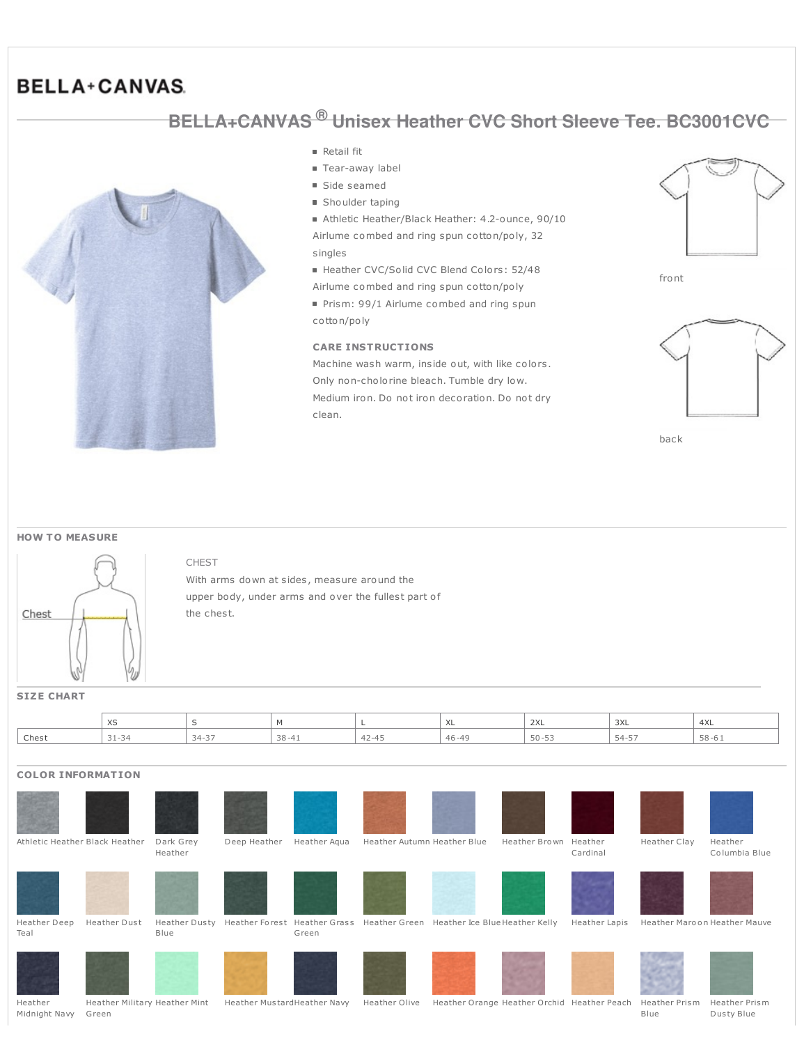BELLA+CANVAS

# BELLA+CANVAS ® Unisex Heather CVC Short Sleeve Tee. BC3001CVC

- Retail fit
- Tear-away label
- Side seamed
- Shoulder taping
- Athletic Heather/Black Heather: 4.2-ounce, 90/10 Airlume combed and ring spun cotton/poly, 32 singles
- Heather CVC/Solid CVC Blend Colors: 52/48 Airlume combed and ring spun cotton/poly
- Prism: 99/1 Airlume combed and ring spun cotton/poly

### CARE INSTRUCTIONS

Machine wash warm, inside out, with like colors. Only non-cholorine bleach. Tumble dry low. Medium iron. Do not iron decoration. Do not dry clean.

front

back

## HOW TO MEASURE

Chest

CHEST
With arms down at sides, measure around the upper body, under arms and over the fullest part of the chest.

## SIZE CHART

| | XS | S | M | L | XL | 2XL | 3XL | 4XL |
|---|---|---|---|---|---|---|---|---|
| Chest | 31-34 | 34-37 | 38-41 | 42-45 | 46-49 | 50-53 | 54-57 | 58-61 |

## COLOR INFORMATION

Athletic Heather
Black Heather
Dark Grey Heather
Deep Heather
Heather Aqua
Heather Autumn
Heather Blue
Heather Brown
Heather Cardinal
Heather Clay
Heather Columbia Blue
Heather Deep Teal
Heather Dust
Heather Dusty Blue
Heather Forest
Heather Grass Green
Heather Green
Heather Ice Blue
Heather Kelly
Heather Lapis
Heather Maroon
Heather Mauve
Heather Midnight Navy
Heather Military Green
Heather Mint
Heather Mustard
Heather Navy
Heather Olive
Heather Orange
Heather Orchid
Heather Peach
Heather Prism Blue
Heather Prism Dusty Blue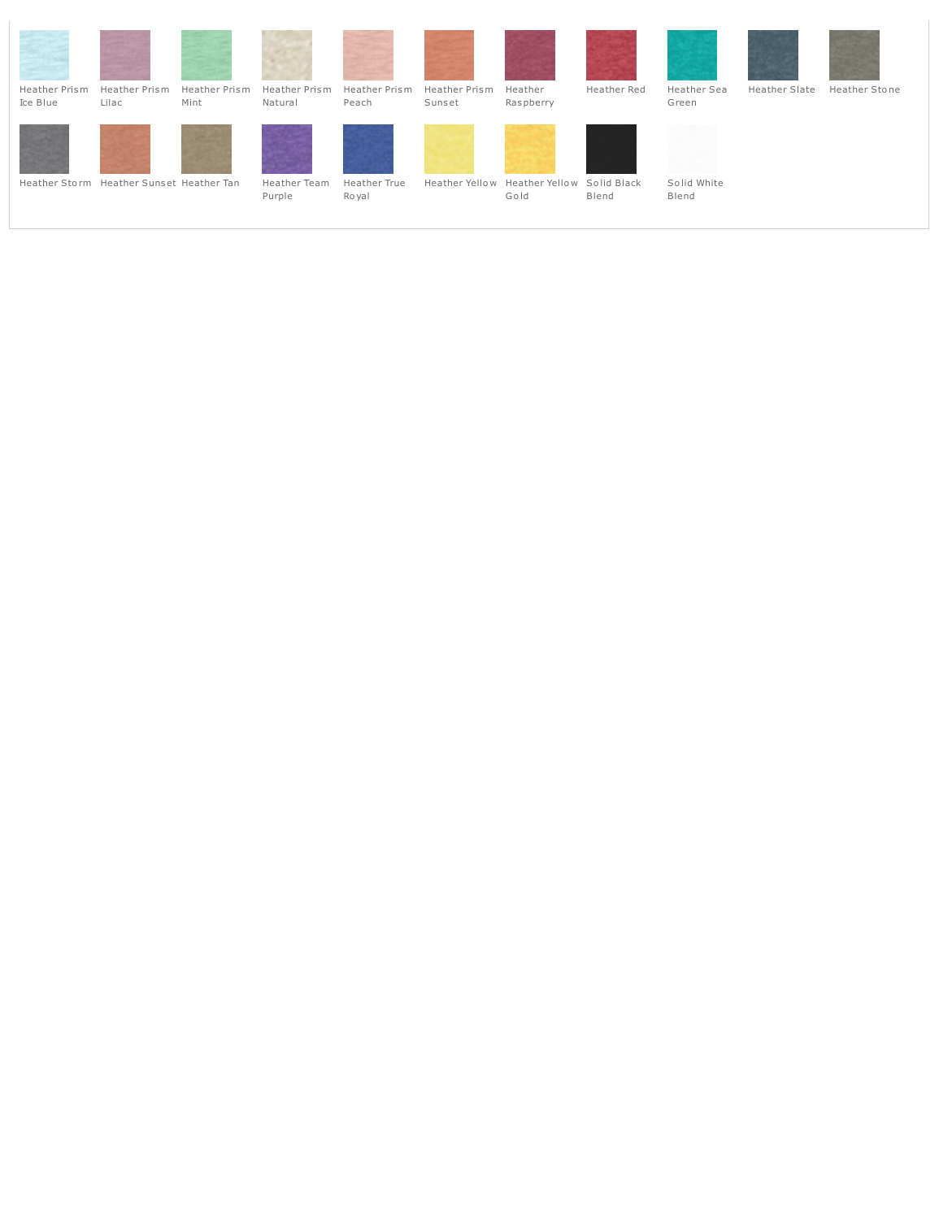| | | | | | | | | | | |
|---|---|---|---|---|---|---|---|---|---|---|
| Heather Prism Ice Blue | Heather Prism Lilac | Heather Prism Mint | Heather Prism Natural | Heather Prism Peach | Heather Prism Sunset | Heather Raspberry | Heather Red | Heather Sea Green | Heather Slate | Heather Stone |
| Heather Storm | Heather Sunset | Heather Tan | Heather Team Purple | Heather True Royal | Heather Yellow | Heather Yellow Gold | Solid Black Blend | Solid White Blend | | |